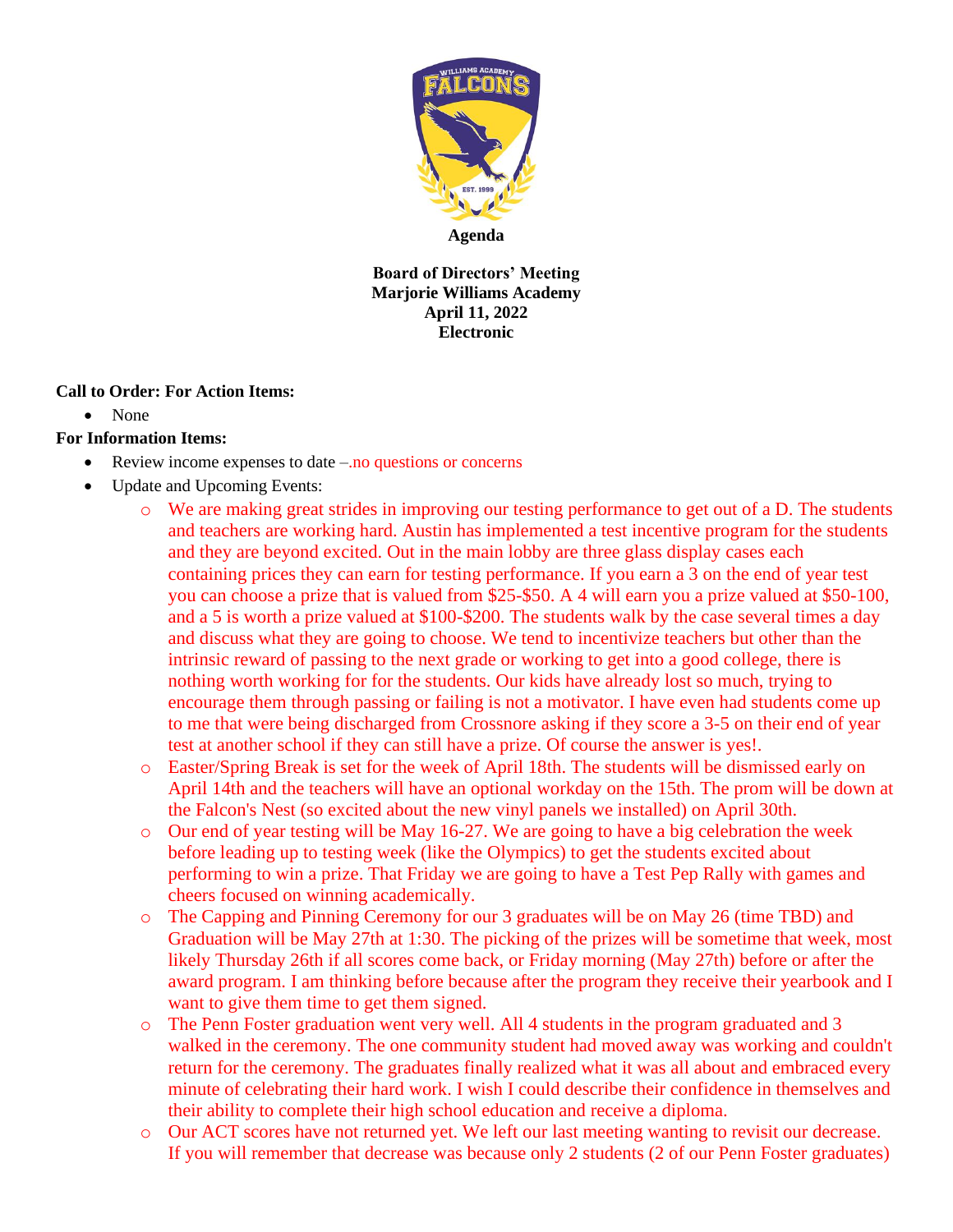**Agenda**

**Board of Directors' Meeting**
**Marjorie Williams Academy**
**April 11, 2022**
**Electronic**

**Call to Order: For Action Items:**

- None

**For Information Items:**

- Review income expenses to date –.no questions or concerns
- Update and Upcoming Events:
    - We are making great strides in improving our testing performance to get out of a D. The students and teachers are working hard. Austin has implemented a test incentive program for the students and they are beyond excited. Out in the main lobby are three glass display cases each containing prices they can earn for testing performance. If you earn a 3 on the end of year test you can choose a prize that is valued from $25-$50. A 4 will earn you a prize valued at $50-100, and a 5 is worth a prize valued at $100-$200. The students walk by the case several times a day and discuss what they are going to choose. We tend to incentivize teachers but other than the intrinsic reward of passing to the next grade or working to get into a good college, there is nothing worth working for for the students. Our kids have already lost so much, trying to encourage them through passing or failing is not a motivator. I have even had students come up to me that were being discharged from Crossnore asking if they score a 3-5 on their end of year test at another school if they can still have a prize. Of course the answer is yes!.
    - Easter/Spring Break is set for the week of April 18th. The students will be dismissed early on April 14th and the teachers will have an optional workday on the 15th. The prom will be down at the Falcon's Nest (so excited about the new vinyl panels we installed) on April 30th.
    - Our end of year testing will be May 16-27. We are going to have a big celebration the week before leading up to testing week (like the Olympics) to get the students excited about performing to win a prize. That Friday we are going to have a Test Pep Rally with games and cheers focused on winning academically.
    - The Capping and Pinning Ceremony for our 3 graduates will be on May 26 (time TBD) and Graduation will be May 27th at 1:30. The picking of the prizes will be sometime that week, most likely Thursday 26th if all scores come back, or Friday morning (May 27th) before or after the award program. I am thinking before because after the program they receive their yearbook and I want to give them time to get them signed.
    - The Penn Foster graduation went very well. All 4 students in the program graduated and 3 walked in the ceremony. The one community student had moved away was working and couldn't return for the ceremony. The graduates finally realized what it was all about and embraced every minute of celebrating their hard work. I wish I could describe their confidence in themselves and their ability to complete their high school education and receive a diploma.
    - Our ACT scores have not returned yet. We left our last meeting wanting to revisit our decrease. If you will remember that decrease was because only 2 students (2 of our Penn Foster graduates)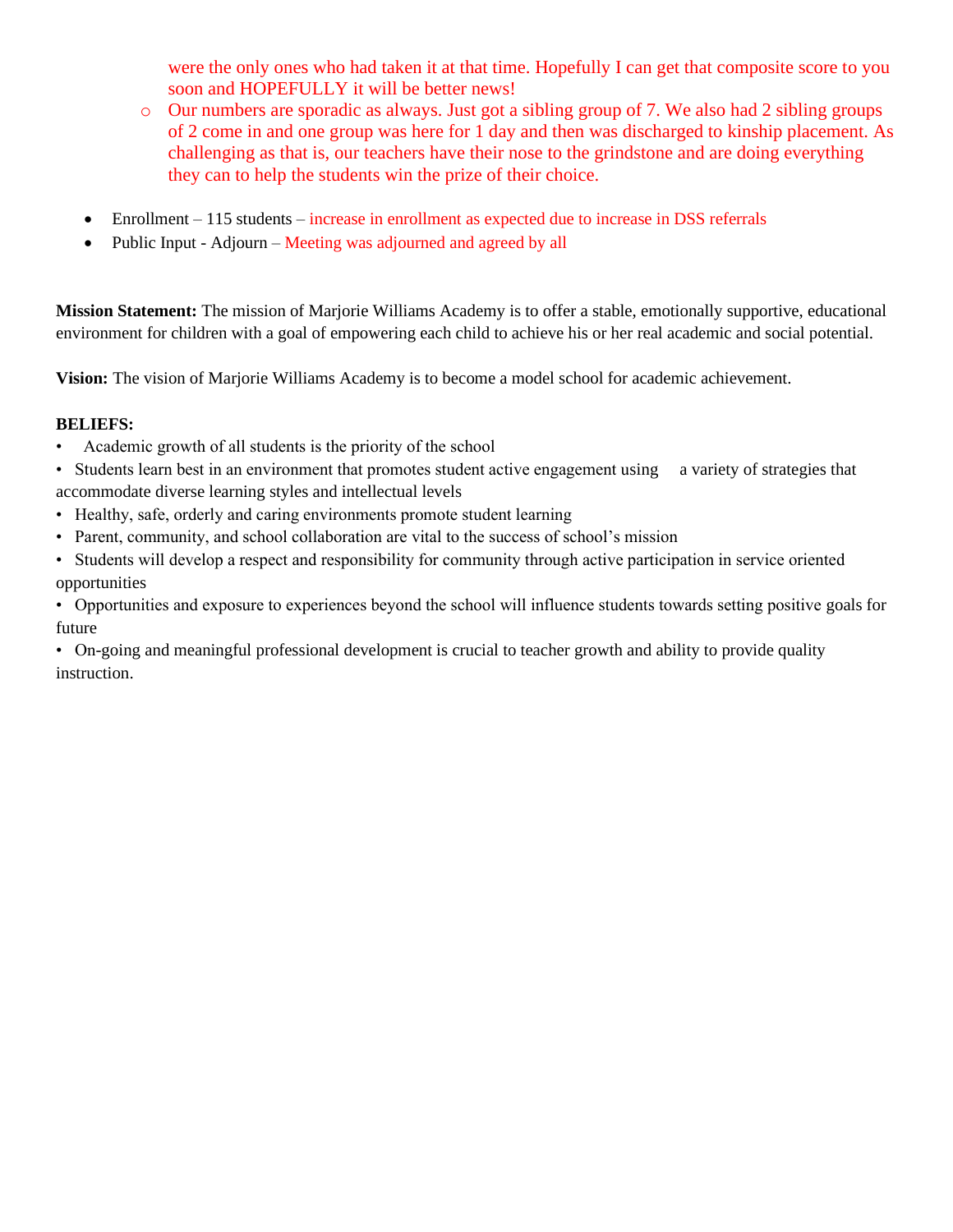were the only ones who had taken it at that time. Hopefully I can get that composite score to you soon and HOPEFULLY it will be better news!
  - Our numbers are sporadic as always. Just got a sibling group of 7. We also had 2 sibling groups of 2 come in and one group was here for 1 day and then was discharged to kinship placement. As challenging as that is, our teachers have their nose to the grindstone and are doing everything they can to help the students win the prize of their choice.

- Enrollment – 115 students – increase in enrollment as expected due to increase in DSS referrals
- Public Input - Adjourn – Meeting was adjourned and agreed by all

**Mission Statement:** The mission of Marjorie Williams Academy is to offer a stable, emotionally supportive, educational environment for children with a goal of empowering each child to achieve his or her real academic and social potential.

**Vision:** The vision of Marjorie Williams Academy is to become a model school for academic achievement.

**BELIEFS:**

- Academic growth of all students is the priority of the school
- Students learn best in an environment that promotes student active engagement using a variety of strategies that accommodate diverse learning styles and intellectual levels
- Healthy, safe, orderly and caring environments promote student learning
- Parent, community, and school collaboration are vital to the success of school's mission
- Students will develop a respect and responsibility for community through active participation in service oriented opportunities
- Opportunities and exposure to experiences beyond the school will influence students towards setting positive goals for future
- On-going and meaningful professional development is crucial to teacher growth and ability to provide quality instruction.